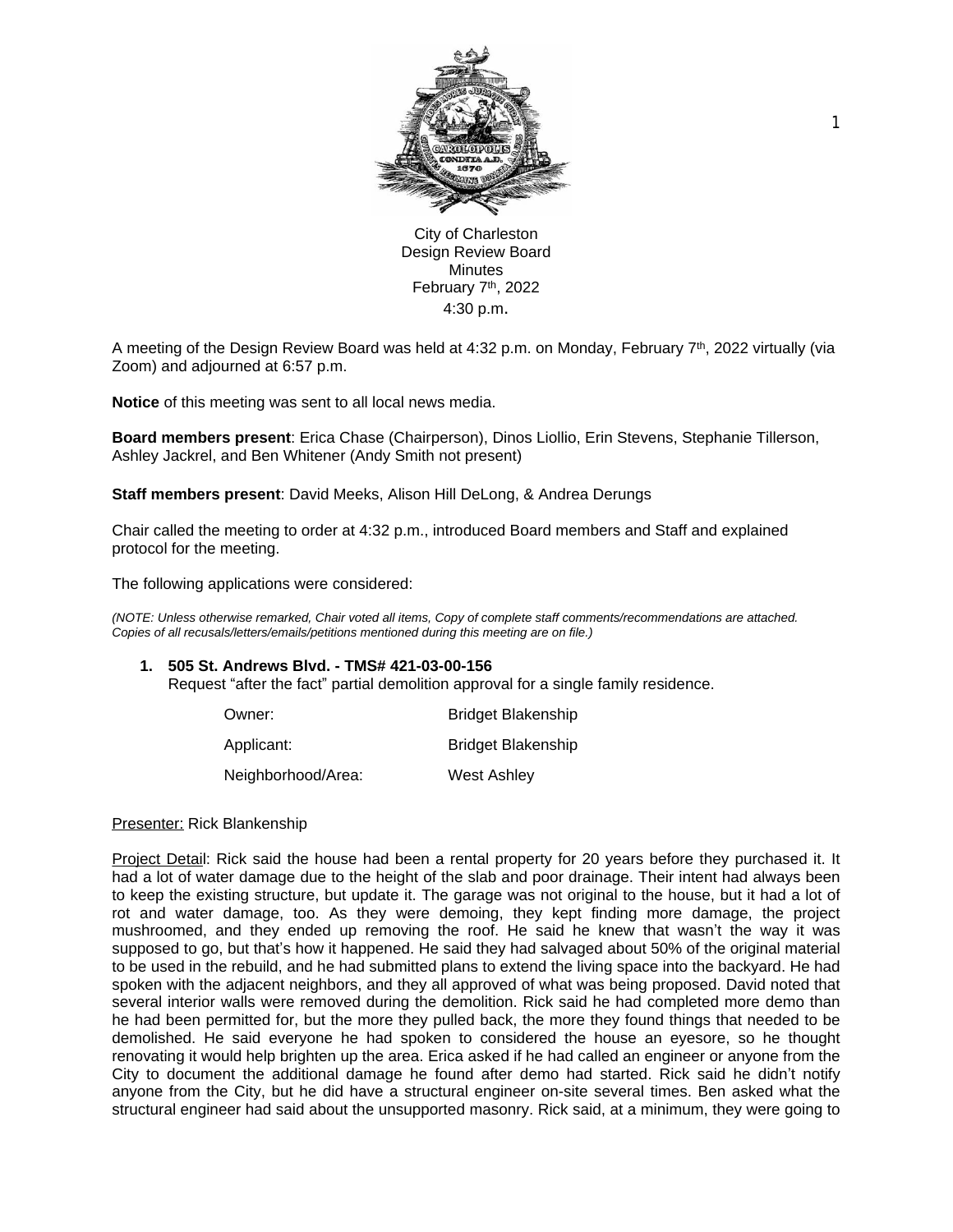City of Charleston
Design Review Board
Minutes
February 7th, 2022
4:30 p.m.

A meeting of the Design Review Board was held at 4:32 p.m. on Monday, February 7th, 2022 virtually (via Zoom) and adjourned at 6:57 p.m.

**Notice** of this meeting was sent to all local news media.

**Board members present**: Erica Chase (Chairperson), Dinos Liollio, Erin Stevens, Stephanie Tillerson, Ashley Jackrel, and Ben Whitener (Andy Smith not present)

**Staff members present**: David Meeks, Alison Hill DeLong, & Andrea Derungs

Chair called the meeting to order at 4:32 p.m., introduced Board members and Staff and explained protocol for the meeting.

The following applications were considered:

*(NOTE: Unless otherwise remarked, Chair voted all items, Copy of complete staff comments/recommendations are attached. Copies of all recusals/letters/emails/petitions mentioned during this meeting are on file.)*

1. **505 St. Andrews Blvd. - TMS# 421-03-00-156**
   Request "after the fact" partial demolition approval for a single family residence.

| | |
|---|---|
| Owner: | Bridget Blakenship |
| Applicant: | Bridget Blakenship |
| Neighborhood/Area: | West Ashley |

Presenter: Rick Blankenship

Project Detail: Rick said the house had been a rental property for 20 years before they purchased it. It had a lot of water damage due to the height of the slab and poor drainage. Their intent had always been to keep the existing structure, but update it. The garage was not original to the house, but it had a lot of rot and water damage, too. As they were demoing, they kept finding more damage, the project mushroomed, and they ended up removing the roof. He said he knew that wasn't the way it was supposed to go, but that's how it happened. He said they had salvaged about 50% of the original material to be used in the rebuild, and he had submitted plans to extend the living space into the backyard. He had spoken with the adjacent neighbors, and they all approved of what was being proposed. David noted that several interior walls were removed during the demolition. Rick said he had completed more demo than he had been permitted for, but the more they pulled back, the more they found things that needed to be demolished. He said everyone he had spoken to considered the house an eyesore, so he thought renovating it would help brighten up the area. Erica asked if he had called an engineer or anyone from the City to document the additional damage he found after demo had started. Rick said he didn't notify anyone from the City, but he did have a structural engineer on-site several times. Ben asked what the structural engineer had said about the unsupported masonry. Rick said, at a minimum, they were going to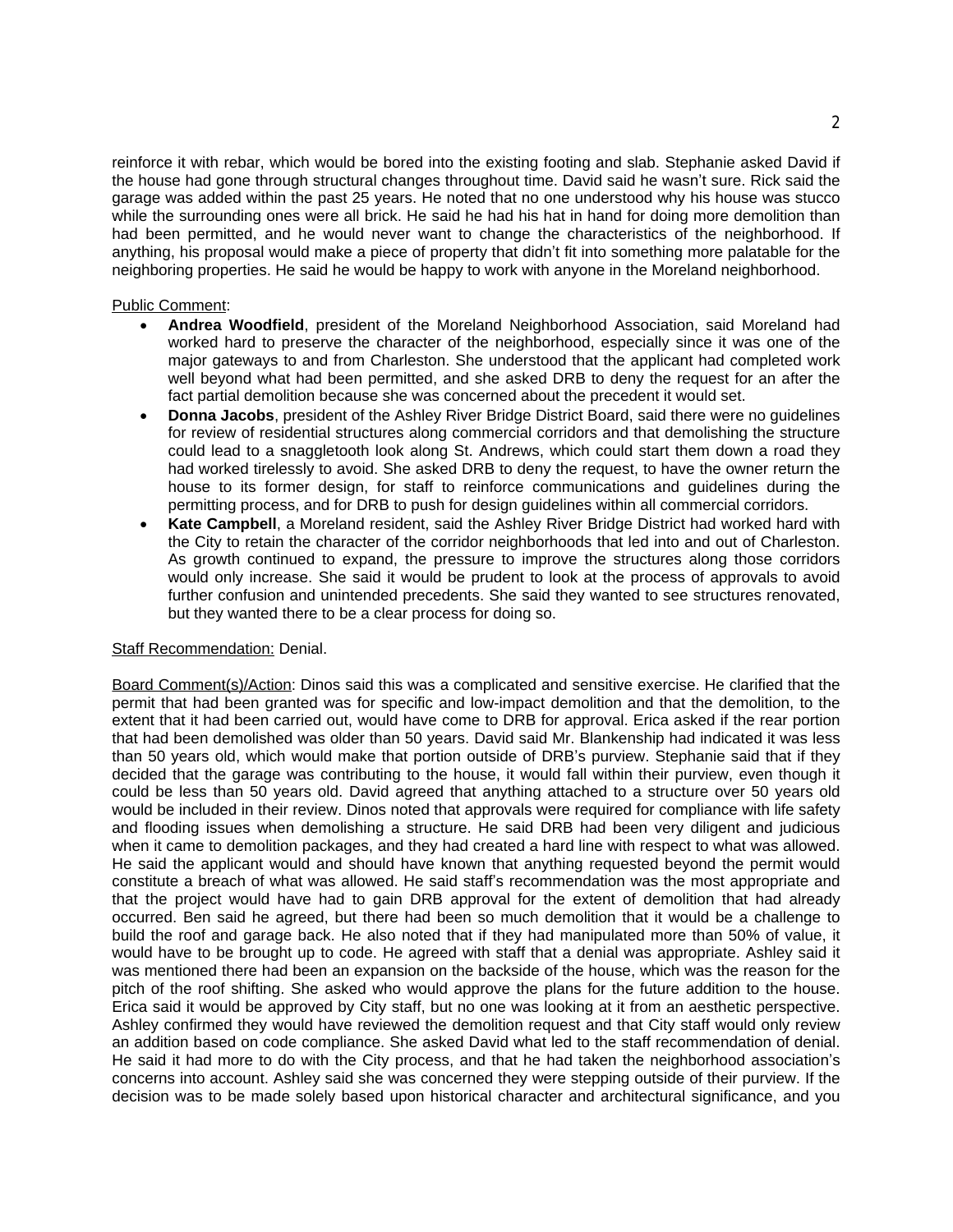reinforce it with rebar, which would be bored into the existing footing and slab. Stephanie asked David if the house had gone through structural changes throughout time. David said he wasn't sure. Rick said the garage was added within the past 25 years. He noted that no one understood why his house was stucco while the surrounding ones were all brick. He said he had his hat in hand for doing more demolition than had been permitted, and he would never want to change the characteristics of the neighborhood. If anything, his proposal would make a piece of property that didn't fit into something more palatable for the neighboring properties. He said he would be happy to work with anyone in the Moreland neighborhood.

Public Comment:

- **Andrea Woodfield**, president of the Moreland Neighborhood Association, said Moreland had worked hard to preserve the character of the neighborhood, especially since it was one of the major gateways to and from Charleston. She understood that the applicant had completed work well beyond what had been permitted, and she asked DRB to deny the request for an after the fact partial demolition because she was concerned about the precedent it would set.
- **Donna Jacobs**, president of the Ashley River Bridge District Board, said there were no guidelines for review of residential structures along commercial corridors and that demolishing the structure could lead to a snaggletooth look along St. Andrews, which could start them down a road they had worked tirelessly to avoid. She asked DRB to deny the request, to have the owner return the house to its former design, for staff to reinforce communications and guidelines during the permitting process, and for DRB to push for design guidelines within all commercial corridors.
- **Kate Campbell**, a Moreland resident, said the Ashley River Bridge District had worked hard with the City to retain the character of the corridor neighborhoods that led into and out of Charleston. As growth continued to expand, the pressure to improve the structures along those corridors would only increase. She said it would be prudent to look at the process of approvals to avoid further confusion and unintended precedents. She said they wanted to see structures renovated, but they wanted there to be a clear process for doing so.

Staff Recommendation: Denial.

Board Comment(s)/Action: Dinos said this was a complicated and sensitive exercise. He clarified that the permit that had been granted was for specific and low-impact demolition and that the demolition, to the extent that it had been carried out, would have come to DRB for approval. Erica asked if the rear portion that had been demolished was older than 50 years. David said Mr. Blankenship had indicated it was less than 50 years old, which would make that portion outside of DRB's purview. Stephanie said that if they decided that the garage was contributing to the house, it would fall within their purview, even though it could be less than 50 years old. David agreed that anything attached to a structure over 50 years old would be included in their review. Dinos noted that approvals were required for compliance with life safety and flooding issues when demolishing a structure. He said DRB had been very diligent and judicious when it came to demolition packages, and they had created a hard line with respect to what was allowed. He said the applicant would and should have known that anything requested beyond the permit would constitute a breach of what was allowed. He said staff's recommendation was the most appropriate and that the project would have had to gain DRB approval for the extent of demolition that had already occurred. Ben said he agreed, but there had been so much demolition that it would be a challenge to build the roof and garage back. He also noted that if they had manipulated more than 50% of value, it would have to be brought up to code. He agreed with staff that a denial was appropriate. Ashley said it was mentioned there had been an expansion on the backside of the house, which was the reason for the pitch of the roof shifting. She asked who would approve the plans for the future addition to the house. Erica said it would be approved by City staff, but no one was looking at it from an aesthetic perspective. Ashley confirmed they would have reviewed the demolition request and that City staff would only review an addition based on code compliance. She asked David what led to the staff recommendation of denial. He said it had more to do with the City process, and that he had taken the neighborhood association's concerns into account. Ashley said she was concerned they were stepping outside of their purview. If the decision was to be made solely based upon historical character and architectural significance, and you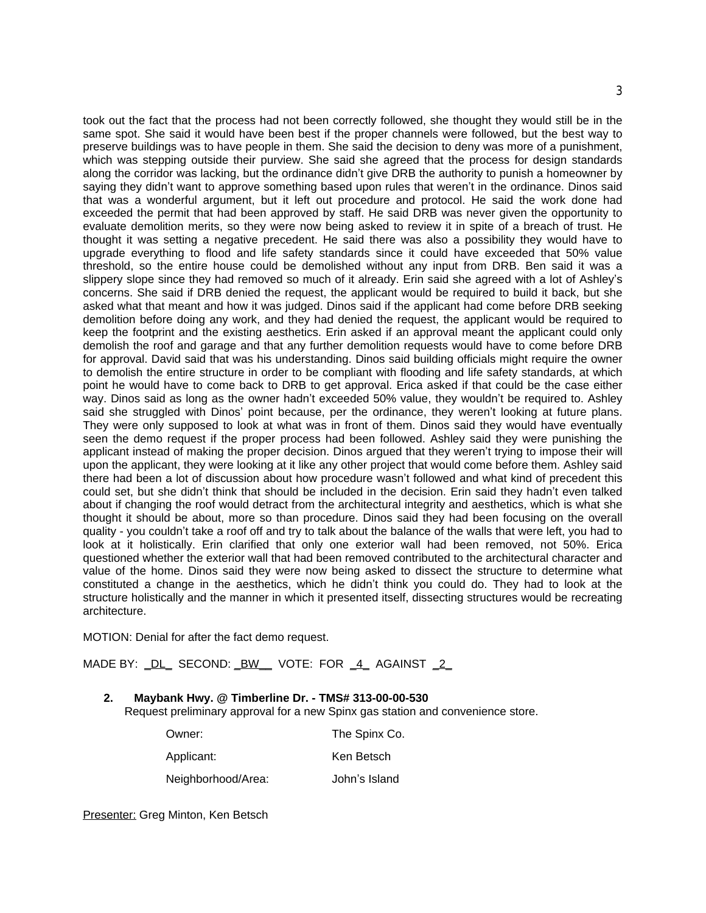took out the fact that the process had not been correctly followed, she thought they would still be in the same spot. She said it would have been best if the proper channels were followed, but the best way to preserve buildings was to have people in them. She said the decision to deny was more of a punishment, which was stepping outside their purview. She said she agreed that the process for design standards along the corridor was lacking, but the ordinance didn't give DRB the authority to punish a homeowner by saying they didn't want to approve something based upon rules that weren't in the ordinance. Dinos said that was a wonderful argument, but it left out procedure and protocol. He said the work done had exceeded the permit that had been approved by staff. He said DRB was never given the opportunity to evaluate demolition merits, so they were now being asked to review it in spite of a breach of trust. He thought it was setting a negative precedent. He said there was also a possibility they would have to upgrade everything to flood and life safety standards since it could have exceeded that 50% value threshold, so the entire house could be demolished without any input from DRB. Ben said it was a slippery slope since they had removed so much of it already. Erin said she agreed with a lot of Ashley's concerns. She said if DRB denied the request, the applicant would be required to build it back, but she asked what that meant and how it was judged. Dinos said if the applicant had come before DRB seeking demolition before doing any work, and they had denied the request, the applicant would be required to keep the footprint and the existing aesthetics. Erin asked if an approval meant the applicant could only demolish the roof and garage and that any further demolition requests would have to come before DRB for approval. David said that was his understanding. Dinos said building officials might require the owner to demolish the entire structure in order to be compliant with flooding and life safety standards, at which point he would have to come back to DRB to get approval. Erica asked if that could be the case either way. Dinos said as long as the owner hadn't exceeded 50% value, they wouldn't be required to. Ashley said she struggled with Dinos' point because, per the ordinance, they weren't looking at future plans. They were only supposed to look at what was in front of them. Dinos said they would have eventually seen the demo request if the proper process had been followed. Ashley said they were punishing the applicant instead of making the proper decision. Dinos argued that they weren't trying to impose their will upon the applicant, they were looking at it like any other project that would come before them. Ashley said there had been a lot of discussion about how procedure wasn't followed and what kind of precedent this could set, but she didn't think that should be included in the decision. Erin said they hadn't even talked about if changing the roof would detract from the architectural integrity and aesthetics, which is what she thought it should be about, more so than procedure. Dinos said they had been focusing on the overall quality - you couldn't take a roof off and try to talk about the balance of the walls that were left, you had to look at it holistically. Erin clarified that only one exterior wall had been removed, not 50%. Erica questioned whether the exterior wall that had been removed contributed to the architectural character and value of the home. Dinos said they were now being asked to dissect the structure to determine what constituted a change in the aesthetics, which he didn't think you could do. They had to look at the structure holistically and the manner in which it presented itself, dissecting structures would be recreating architecture.

MOTION: Denial for after the fact demo request.

MADE BY: _DL_ SECOND: _BW__ VOTE: FOR _4_ AGAINST _2_

**2. Maybank Hwy. @ Timberline Dr. - TMS# 313-00-00-530**

Request preliminary approval for a new Spinx gas station and convenience store.

| | |
|---|---|
| Owner: | The Spinx Co. |
| Applicant: | Ken Betsch |
| Neighborhood/Area: | John's Island |

Presenter: Greg Minton, Ken Betsch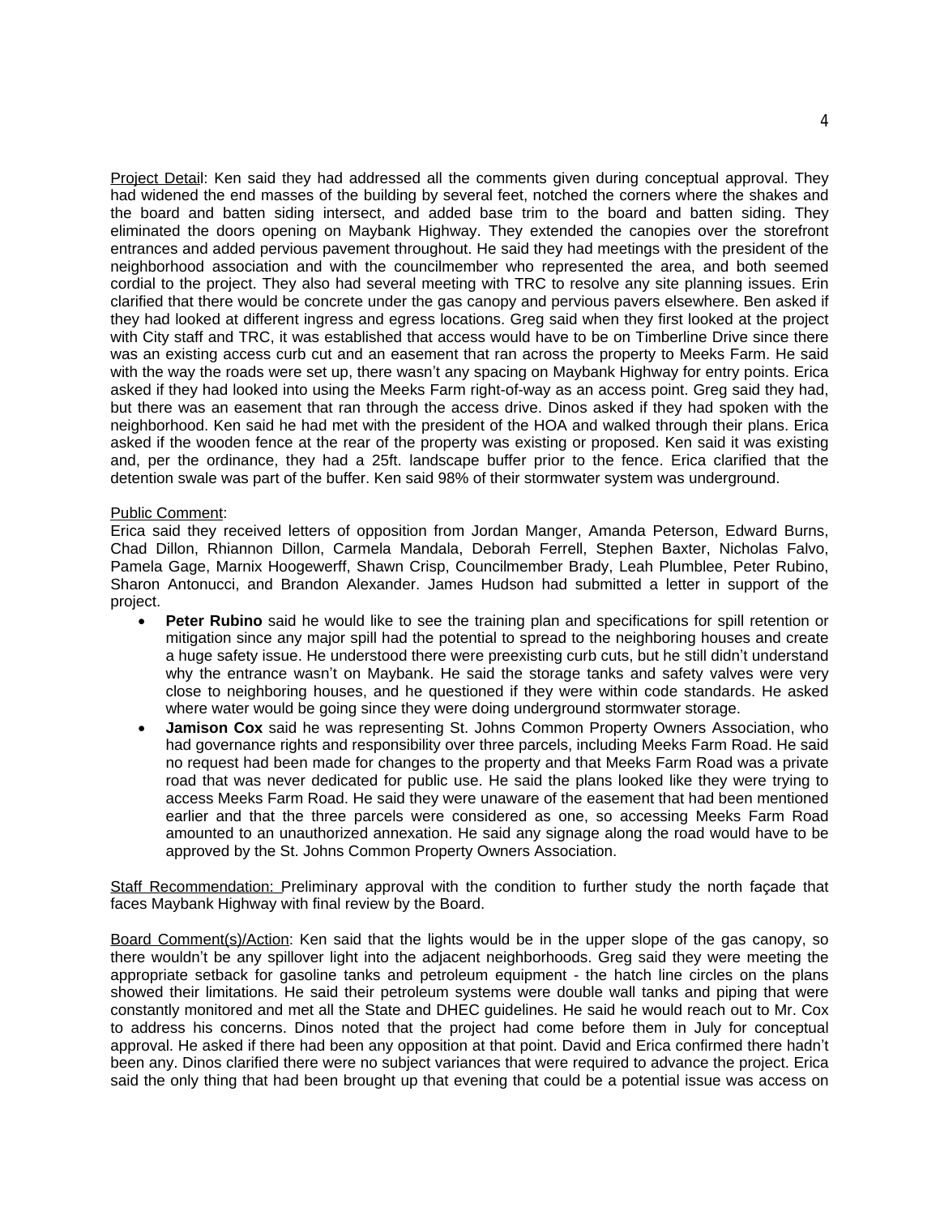Project Detail: Ken said they had addressed all the comments given during conceptual approval. They had widened the end masses of the building by several feet, notched the corners where the shakes and the board and batten siding intersect, and added base trim to the board and batten siding. They eliminated the doors opening on Maybank Highway. They extended the canopies over the storefront entrances and added pervious pavement throughout. He said they had meetings with the president of the neighborhood association and with the councilmember who represented the area, and both seemed cordial to the project. They also had several meeting with TRC to resolve any site planning issues. Erin clarified that there would be concrete under the gas canopy and pervious pavers elsewhere. Ben asked if they had looked at different ingress and egress locations. Greg said when they first looked at the project with City staff and TRC, it was established that access would have to be on Timberline Drive since there was an existing access curb cut and an easement that ran across the property to Meeks Farm. He said with the way the roads were set up, there wasn't any spacing on Maybank Highway for entry points. Erica asked if they had looked into using the Meeks Farm right-of-way as an access point. Greg said they had, but there was an easement that ran through the access drive. Dinos asked if they had spoken with the neighborhood. Ken said he had met with the president of the HOA and walked through their plans. Erica asked if the wooden fence at the rear of the property was existing or proposed. Ken said it was existing and, per the ordinance, they had a 25ft. landscape buffer prior to the fence. Erica clarified that the detention swale was part of the buffer. Ken said 98% of their stormwater system was underground.

Public Comment:
Erica said they received letters of opposition from Jordan Manger, Amanda Peterson, Edward Burns, Chad Dillon, Rhiannon Dillon, Carmela Mandala, Deborah Ferrell, Stephen Baxter, Nicholas Falvo, Pamela Gage, Marnix Hoogewerff, Shawn Crisp, Councilmember Brady, Leah Plumblee, Peter Rubino, Sharon Antonucci, and Brandon Alexander. James Hudson had submitted a letter in support of the project.

- **Peter Rubino** said he would like to see the training plan and specifications for spill retention or mitigation since any major spill had the potential to spread to the neighboring houses and create a huge safety issue. He understood there were preexisting curb cuts, but he still didn't understand why the entrance wasn't on Maybank. He said the storage tanks and safety valves were very close to neighboring houses, and he questioned if they were within code standards. He asked where water would be going since they were doing underground stormwater storage.
- **Jamison Cox** said he was representing St. Johns Common Property Owners Association, who had governance rights and responsibility over three parcels, including Meeks Farm Road. He said no request had been made for changes to the property and that Meeks Farm Road was a private road that was never dedicated for public use. He said the plans looked like they were trying to access Meeks Farm Road. He said they were unaware of the easement that had been mentioned earlier and that the three parcels were considered as one, so accessing Meeks Farm Road amounted to an unauthorized annexation. He said any signage along the road would have to be approved by the St. Johns Common Property Owners Association.

Staff Recommendation: Preliminary approval with the condition to further study the north façade that faces Maybank Highway with final review by the Board.

Board Comment(s)/Action: Ken said that the lights would be in the upper slope of the gas canopy, so there wouldn't be any spillover light into the adjacent neighborhoods. Greg said they were meeting the appropriate setback for gasoline tanks and petroleum equipment - the hatch line circles on the plans showed their limitations. He said their petroleum systems were double wall tanks and piping that were constantly monitored and met all the State and DHEC guidelines. He said he would reach out to Mr. Cox to address his concerns. Dinos noted that the project had come before them in July for conceptual approval. He asked if there had been any opposition at that point. David and Erica confirmed there hadn't been any. Dinos clarified there were no subject variances that were required to advance the project. Erica said the only thing that had been brought up that evening that could be a potential issue was access on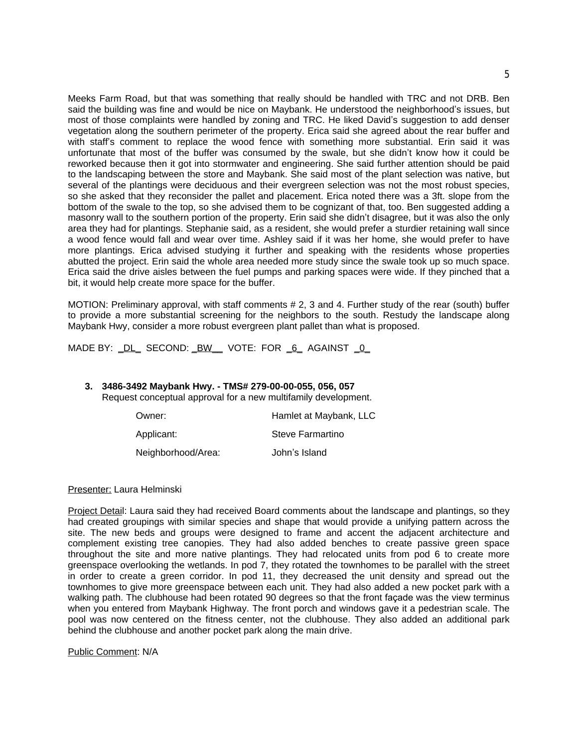Meeks Farm Road, but that was something that really should be handled with TRC and not DRB. Ben said the building was fine and would be nice on Maybank. He understood the neighborhood's issues, but most of those complaints were handled by zoning and TRC. He liked David's suggestion to add denser vegetation along the southern perimeter of the property. Erica said she agreed about the rear buffer and with staff's comment to replace the wood fence with something more substantial. Erin said it was unfortunate that most of the buffer was consumed by the swale, but she didn't know how it could be reworked because then it got into stormwater and engineering. She said further attention should be paid to the landscaping between the store and Maybank. She said most of the plant selection was native, but several of the plantings were deciduous and their evergreen selection was not the most robust species, so she asked that they reconsider the pallet and placement. Erica noted there was a 3ft. slope from the bottom of the swale to the top, so she advised them to be cognizant of that, too. Ben suggested adding a masonry wall to the southern portion of the property. Erin said she didn't disagree, but it was also the only area they had for plantings. Stephanie said, as a resident, she would prefer a sturdier retaining wall since a wood fence would fall and wear over time. Ashley said if it was her home, she would prefer to have more plantings. Erica advised studying it further and speaking with the residents whose properties abutted the project. Erin said the whole area needed more study since the swale took up so much space. Erica said the drive aisles between the fuel pumps and parking spaces were wide. If they pinched that a bit, it would help create more space for the buffer.

MOTION: Preliminary approval, with staff comments # 2, 3 and 4. Further study of the rear (south) buffer to provide a more substantial screening for the neighbors to the south. Restudy the landscape along Maybank Hwy, consider a more robust evergreen plant pallet than what is proposed.

MADE BY: _DL_ SECOND: _BW__ VOTE: FOR _6_ AGAINST _0_

**3. 3486-3492 Maybank Hwy. - TMS# 279-00-00-055, 056, 057**
Request conceptual approval for a new multifamily development.

| | |
|---|---|
| Owner: | Hamlet at Maybank, LLC |
| Applicant: | Steve Farmartino |
| Neighborhood/Area: | John's Island |

Presenter: Laura Helminski

Project Detail: Laura said they had received Board comments about the landscape and plantings, so they had created groupings with similar species and shape that would provide a unifying pattern across the site. The new beds and groups were designed to frame and accent the adjacent architecture and complement existing tree canopies. They had also added benches to create passive green space throughout the site and more native plantings. They had relocated units from pod 6 to create more greenspace overlooking the wetlands. In pod 7, they rotated the townhomes to be parallel with the street in order to create a green corridor. In pod 11, they decreased the unit density and spread out the townhomes to give more greenspace between each unit. They had also added a new pocket park with a walking path. The clubhouse had been rotated 90 degrees so that the front façade was the view terminus when you entered from Maybank Highway. The front porch and windows gave it a pedestrian scale. The pool was now centered on the fitness center, not the clubhouse. They also added an additional park behind the clubhouse and another pocket park along the main drive.

Public Comment: N/A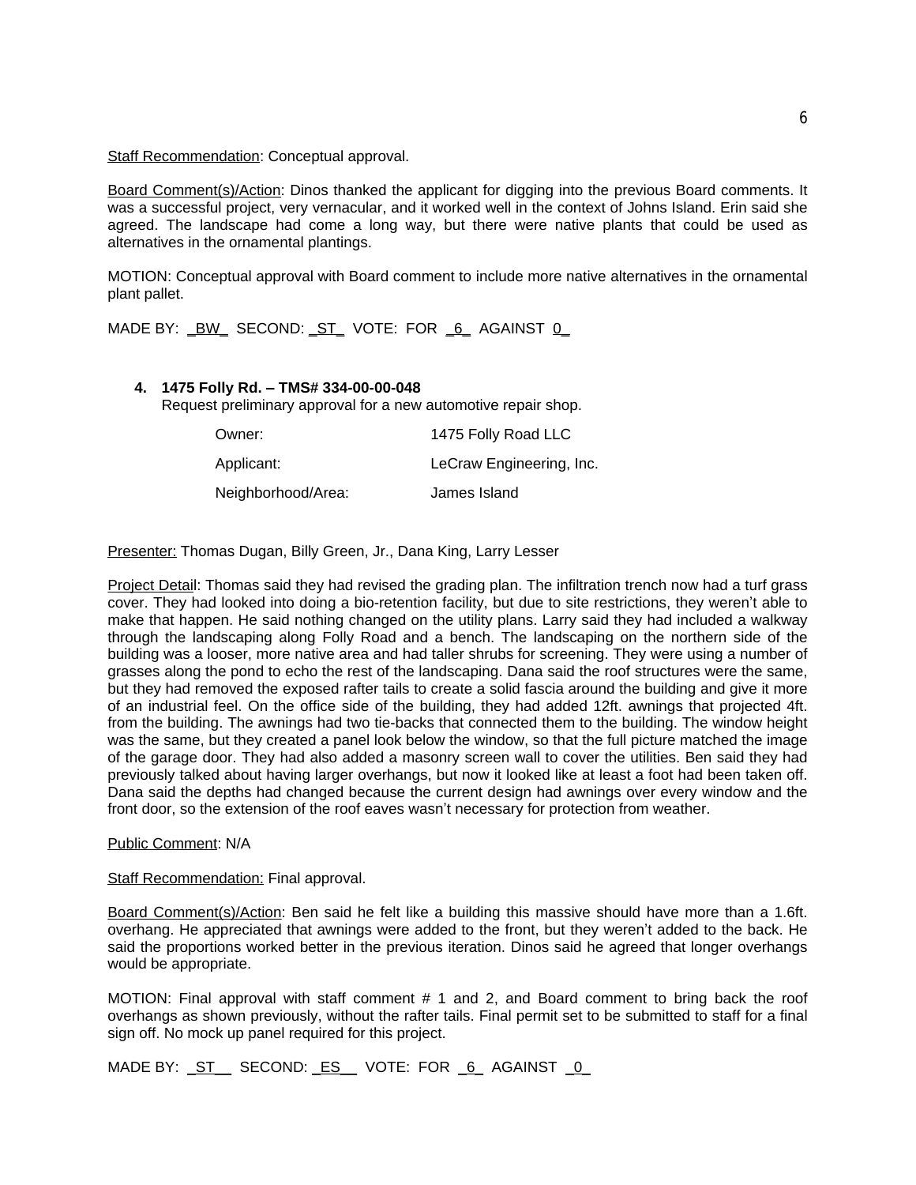Staff Recommendation: Conceptual approval.

Board Comment(s)/Action: Dinos thanked the applicant for digging into the previous Board comments. It was a successful project, very vernacular, and it worked well in the context of Johns Island. Erin said she agreed. The landscape had come a long way, but there were native plants that could be used as alternatives in the ornamental plantings.

MOTION: Conceptual approval with Board comment to include more native alternatives in the ornamental plant pallet.

MADE BY: _BW_ SECOND: _ST_ VOTE: FOR _6_ AGAINST 0_

4. **1475 Folly Rd. – TMS# 334-00-00-048**
   Request preliminary approval for a new automotive repair shop.

| | |
|---|---|
| Owner: | 1475 Folly Road LLC |
| Applicant: | LeCraw Engineering, Inc. |
| Neighborhood/Area: | James Island |

Presenter: Thomas Dugan, Billy Green, Jr., Dana King, Larry Lesser

Project Detail: Thomas said they had revised the grading plan. The infiltration trench now had a turf grass cover. They had looked into doing a bio-retention facility, but due to site restrictions, they weren't able to make that happen. He said nothing changed on the utility plans. Larry said they had included a walkway through the landscaping along Folly Road and a bench. The landscaping on the northern side of the building was a looser, more native area and had taller shrubs for screening. They were using a number of grasses along the pond to echo the rest of the landscaping. Dana said the roof structures were the same, but they had removed the exposed rafter tails to create a solid fascia around the building and give it more of an industrial feel. On the office side of the building, they had added 12ft. awnings that projected 4ft. from the building. The awnings had two tie-backs that connected them to the building. The window height was the same, but they created a panel look below the window, so that the full picture matched the image of the garage door. They had also added a masonry screen wall to cover the utilities. Ben said they had previously talked about having larger overhangs, but now it looked like at least a foot had been taken off. Dana said the depths had changed because the current design had awnings over every window and the front door, so the extension of the roof eaves wasn't necessary for protection from weather.

Public Comment: N/A

Staff Recommendation: Final approval.

Board Comment(s)/Action: Ben said he felt like a building this massive should have more than a 1.6ft. overhang. He appreciated that awnings were added to the front, but they weren't added to the back. He said the proportions worked better in the previous iteration. Dinos said he agreed that longer overhangs would be appropriate.

MOTION: Final approval with staff comment # 1 and 2, and Board comment to bring back the roof overhangs as shown previously, without the rafter tails. Final permit set to be submitted to staff for a final sign off. No mock up panel required for this project.

MADE BY: _ST__ SECOND: _ES__ VOTE: FOR _6_ AGAINST _0_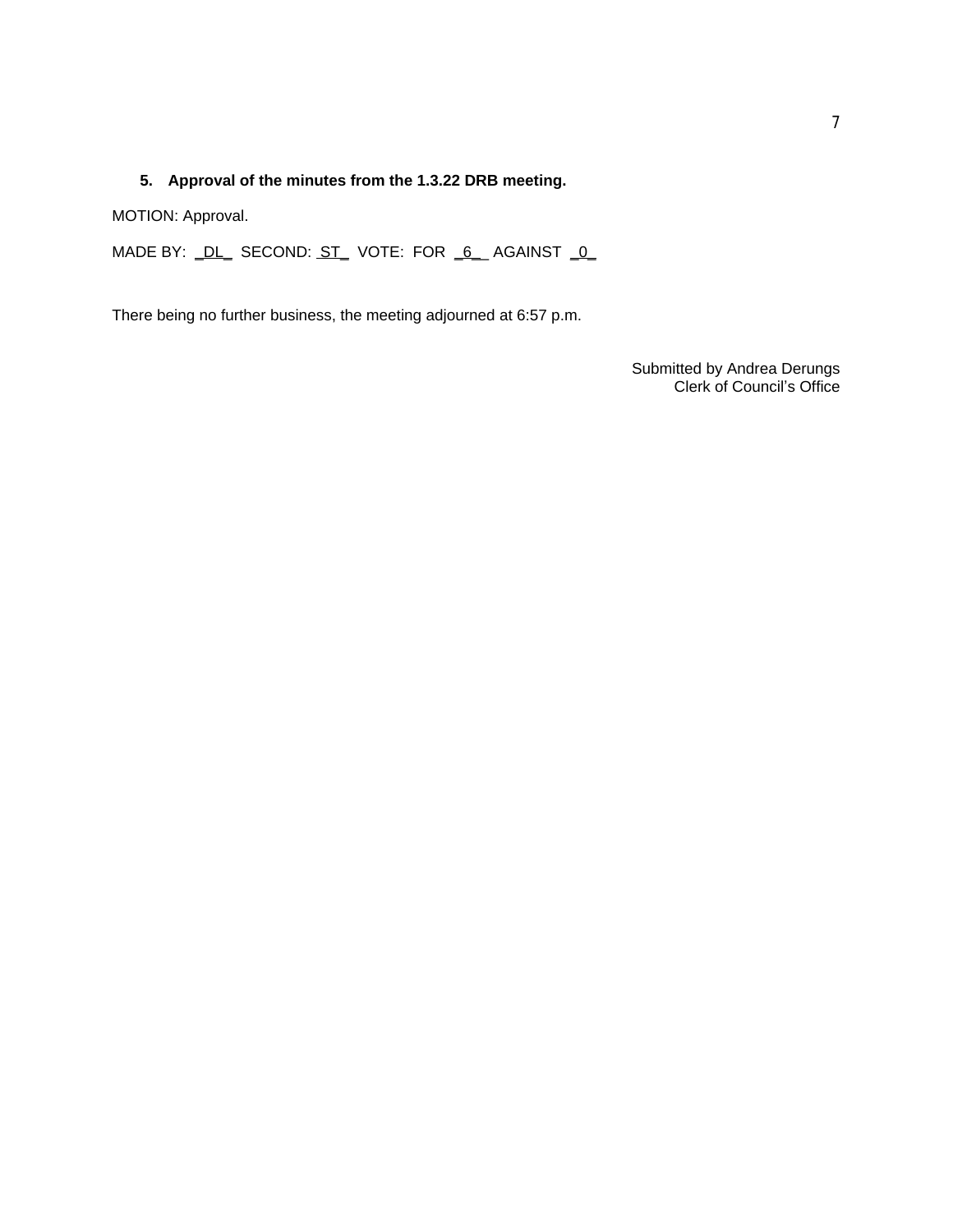**5. Approval of the minutes from the 1.3.22 DRB meeting.**

MOTION: Approval.

MADE BY: _DL_ SECOND: _ST_ VOTE: FOR _6_ AGAINST _0_

There being no further business, the meeting adjourned at 6:57 p.m.

Submitted by Andrea Derungs
Clerk of Council's Office